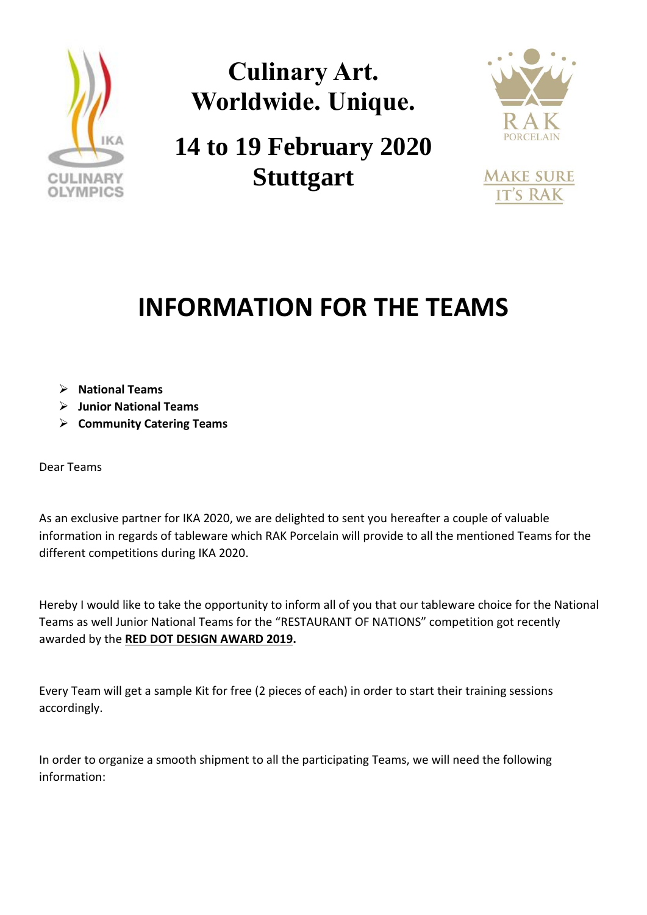IKA CULINARY OLYMPICS

**Culinary Art.**
**Worldwide. Unique.**

**14 to 19 February 2020**
**Stuttgart**

RAK PORCELAIN

MAKE SURE IT'S RAK

# INFORMATION FOR THE TEAMS

- **National Teams**
- **Junior National Teams**
- **Community Catering Teams**

Dear Teams

As an exclusive partner for IKA 2020, we are delighted to sent you hereafter a couple of valuable information in regards of tableware which RAK Porcelain will provide to all the mentioned Teams for the different competitions during IKA 2020.

Hereby I would like to take the opportunity to inform all of you that our tableware choice for the National Teams as well Junior National Teams for the "RESTAURANT OF NATIONS" competition got recently awarded by the **RED DOT DESIGN AWARD 2019.**

Every Team will get a sample Kit for free (2 pieces of each) in order to start their training sessions accordingly.

In order to organize a smooth shipment to all the participating Teams, we will need the following information: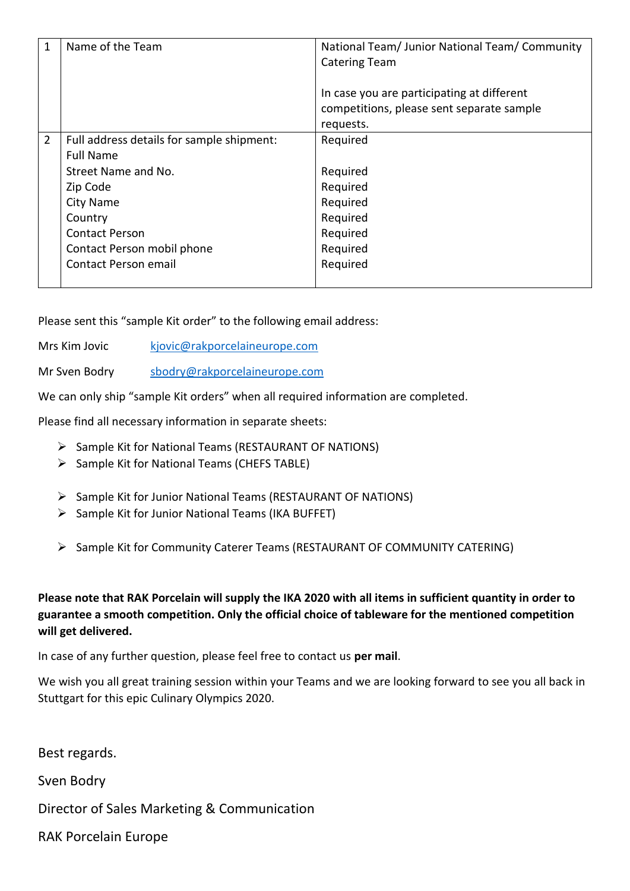| | | |
|---|---|---|
| 1 | Name of the Team | National Team/ Junior National Team/ Community Catering Team<br><br>In case you are participating at different competitions, please sent separate sample requests. |
| 2 | Full address details for sample shipment:<br>Full Name<br>Street Name and No.<br>Zip Code<br>City Name<br>Country<br>Contact Person<br>Contact Person mobil phone<br>Contact Person email | Required<br><br>Required<br>Required<br>Required<br>Required<br>Required<br>Required<br>Required |

Please sent this "sample Kit order" to the following email address:

Mrs Kim Jovic kjovic@rakporcelaineurope.com

Mr Sven Bodry sbodry@rakporcelaineurope.com

We can only ship "sample Kit orders" when all required information are completed.

Please find all necessary information in separate sheets:

- Sample Kit for National Teams (RESTAURANT OF NATIONS)
- Sample Kit for National Teams (CHEFS TABLE)

- Sample Kit for Junior National Teams (RESTAURANT OF NATIONS)
- Sample Kit for Junior National Teams (IKA BUFFET)

- Sample Kit for Community Caterer Teams (RESTAURANT OF COMMUNITY CATERING)

**Please note that RAK Porcelain will supply the IKA 2020 with all items in sufficient quantity in order to guarantee a smooth competition. Only the official choice of tableware for the mentioned competition will get delivered.**

In case of any further question, please feel free to contact us **per mail**.

We wish you all great training session within your Teams and we are looking forward to see you all back in Stuttgart for this epic Culinary Olympics 2020.

Best regards.

Sven Bodry

Director of Sales Marketing & Communication

RAK Porcelain Europe